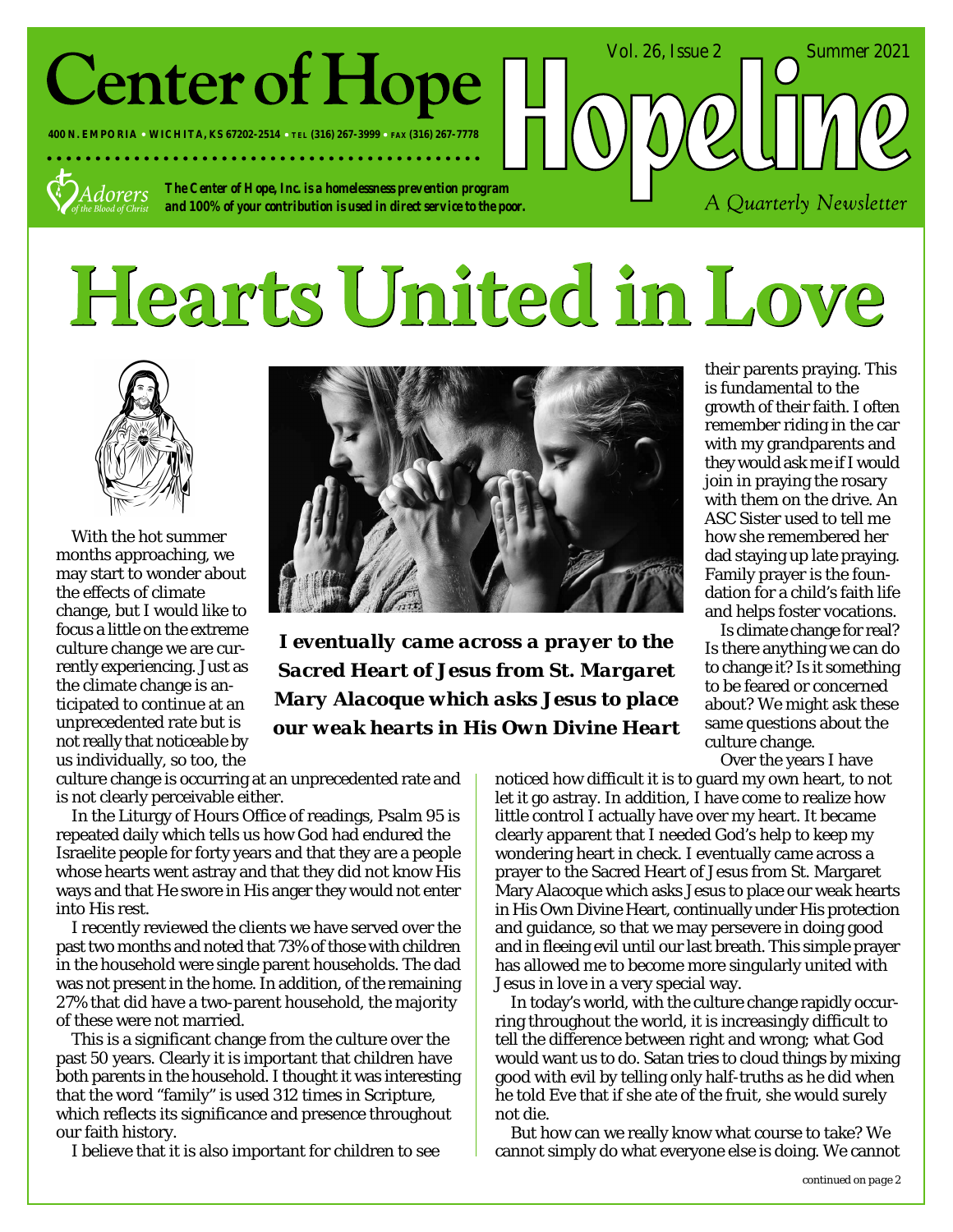# Center of Hope

**400 N. EMPORIA • WICHITA, KS 67202-2514 • TEL (316) 267-3999 • FAX (316) 267-7778**

Adorers of the Blood of Christ

***The Center of Hope, Inc. is a homelessness prevention program and 100% of your contribution is used in direct service to the poor.***

# Hopeline

Vol. 26, Issue 2 Summer 2021

*A Quarterly Newsletter*

# Hearts United in Love

With the hot summer months approaching, we may start to wonder about the effects of climate change, but I would like to focus a little on the extreme culture change we are currently experiencing. Just as the climate change is anticipated to continue at an unprecedented rate but is not really that noticeable by us individually, so too, the culture change is occurring at an unprecedented rate and is not clearly perceivable either.

In the Liturgy of Hours Office of readings, Psalm 95 is repeated daily which tells us how God had endured the Israelite people for forty years and that they are a people whose hearts went astray and that they did not know His ways and that He swore in His anger they would not enter into His rest.

I recently reviewed the clients we have served over the past two months and noted that 73% of those with children in the household were single parent households. The dad was not present in the home. In addition, of the remaining 27% that did have a two-parent household, the majority of these were not married.

This is a significant change from the culture over the past 50 years. Clearly it is important that children have both parents in the household. I thought it was interesting that the word "family" is used 312 times in Scripture, which reflects its significance and presence throughout our faith history.

I believe that it is also important for children to see their parents praying. This is fundamental to the growth of their faith. I often remember riding in the car with my grandparents and they would ask me if I would join in praying the rosary with them on the drive. An ASC Sister used to tell me how she remembered her dad staying up late praying. Family prayer is the foundation for a child's faith life and helps foster vocations.

Is climate change for real? Is there anything we can do to change it? Is it something to be feared or concerned about? We might ask these same questions about the culture change.

***I eventually came across a prayer to the Sacred Heart of Jesus from St. Margaret Mary Alacoque which asks Jesus to place our weak hearts in His Own Divine Heart***

Over the years I have noticed how difficult it is to guard my own heart, to not let it go astray. In addition, I have come to realize how little control I actually have over my heart. It became clearly apparent that I needed God's help to keep my wondering heart in check. I eventually came across a prayer to the Sacred Heart of Jesus from St. Margaret Mary Alacoque which asks Jesus to place our weak hearts in His Own Divine Heart, continually under His protection and guidance, so that we may persevere in doing good and in fleeing evil until our last breath. This simple prayer has allowed me to become more singularly united with Jesus in love in a very special way.

In today's world, with the culture change rapidly occurring throughout the world, it is increasingly difficult to tell the difference between right and wrong; what God would want us to do. Satan tries to cloud things by mixing good with evil by telling only half-truths as he did when he told Eve that if she ate of the fruit, she would surely not die.

But how can we really know what course to take? We cannot simply do what everyone else is doing. We cannot

continued on page 2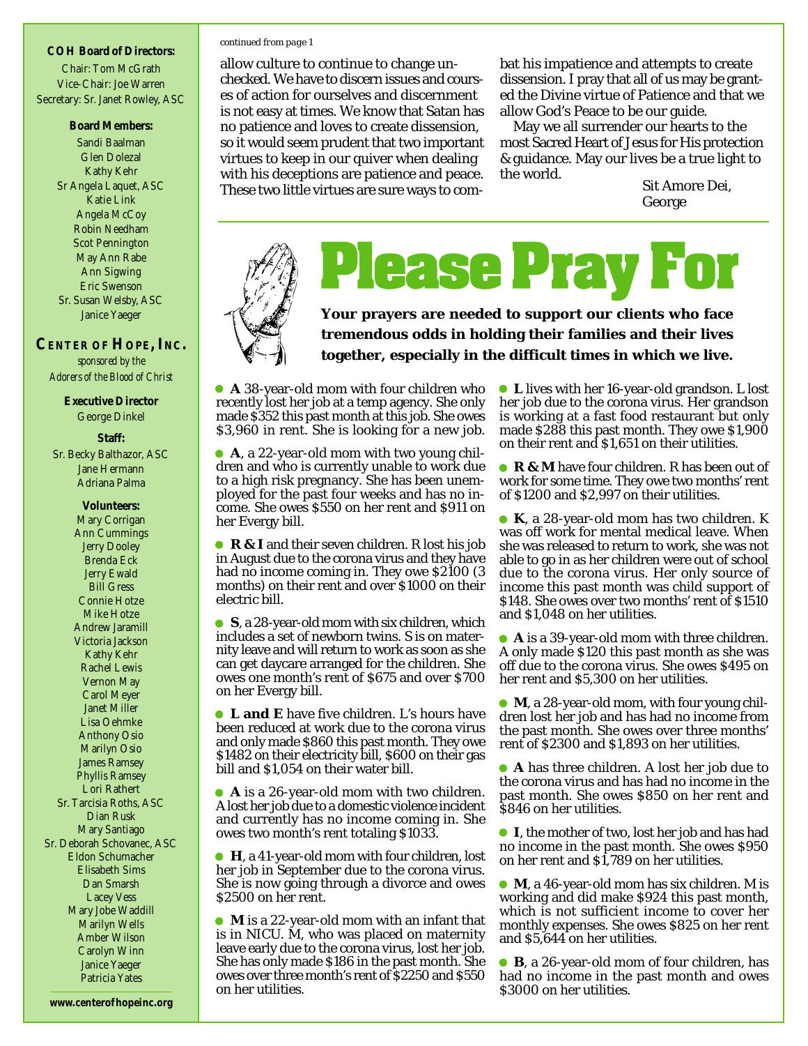continued from page 1

allow culture to continue to change unchecked. We have to discern issues and courses of action for ourselves and discernment is not easy at times. We know that Satan has no patience and loves to create dissension, so it would seem prudent that two important virtues to keep in our quiver when dealing with his deceptions are patience and peace. These two little virtues are sure ways to combat his impatience and attempts to create dissension. I pray that all of us may be granted the Divine virtue of Patience and that we allow God's Peace to be our guide.

May we all surrender our hearts to the most Sacred Heart of Jesus for His protection & guidance. May our lives be a true light to the world.

Sit Amore Dei,
George

# Please Pray For

**Your prayers are needed to support our clients who face tremendous odds in holding their families and their lives together, especially in the difficult times in which we live.**

- **A** 38-year-old mom with four children who recently lost her job at a temp agency. She only made $352 this past month at this job. She owes $3,960 in rent. She is looking for a new job.
- **A**, a 22-year-old mom with two young children and who is currently unable to work due to a high risk pregnancy. She has been unemployed for the past four weeks and has no income. She owes $550 on her rent and $911 on her Evergy bill.
- **R & I** and their seven children. R lost his job in August due to the corona virus and they have had no income coming in. They owe $2100 (3 months) on their rent and over $1000 on their electric bill.
- **S**, a 28-year-old mom with six children, which includes a set of newborn twins. S is on maternity leave and will return to work as soon as she can get daycare arranged for the children. She owes one month's rent of $675 and over $700 on her Evergy bill.
- **L and E** have five children. L's hours have been reduced at work due to the corona virus and only made $860 this past month. They owe $1482 on their electricity bill, $600 on their gas bill and $1,054 on their water bill.
- **A** is a 26-year-old mom with two children. A lost her job due to a domestic violence incident and currently has no income coming in. She owes two month's rent totaling $1033.
- **H**, a 41-year-old mom with four children, lost her job in September due to the corona virus. She is now going through a divorce and owes $2500 on her rent.
- **M** is a 22-year-old mom with an infant that is in NICU. M, who was placed on maternity leave early due to the corona virus, lost her job. She has only made $186 in the past month. She owes over three month's rent of $2250 and $550 on her utilities.
- **L** lives with her 16-year-old grandson. L lost her job due to the corona virus. Her grandson is working at a fast food restaurant but only made $288 this past month. They owe $1,900 on their rent and $1,651 on their utilities.
- **R & M** have four children. R has been out of work for some time. They owe two months' rent of $1200 and $2,997 on their utilities.
- **K**, a 28-year-old mom has two children. K was off work for mental medical leave. When she was released to return to work, she was not able to go in as her children were out of school due to the corona virus. Her only source of income this past month was child support of $148. She owes over two months' rent of $1510 and $1,048 on her utilities.
- **A** is a 39-year-old mom with three children. A only made $120 this past month as she was off due to the corona virus. She owes $495 on her rent and $5,300 on her utilities.
- **M**, a 28-year-old mom, with four young children lost her job and has had no income from the past month. She owes over three months' rent of $2300 and $1,893 on her utilities.
- **A** has three children. A lost her job due to the corona virus and has had no income in the past month. She owes $850 on her rent and $846 on her utilities.
- **I**, the mother of two, lost her job and has had no income in the past month. She owes $950 on her rent and $1,789 on her utilities.
- **M**, a 46-year-old mom has six children. M is working and did make $924 this past month, which is not sufficient income to cover her monthly expenses. She owes $825 on her rent and $5,644 on her utilities.
- **B**, a 26-year-old mom of four children, has had no income in the past month and owes $3000 on her utilities.

**COH Board of Directors:**

Chair: Tom McGrath
Vice-Chair: Joe Warren
Secretary: Sr. Janet Rowley, ASC

**Board Members:**

Sandi Baalman
Glen Dolezal
Kathy Kehr
Sr Angela Laquet, ASC
Katie Link
Angela McCoy
Robin Needham
Scot Pennington
May Ann Rabe
Ann Sigwing
Eric Swenson
Sr. Susan Welsby, ASC
Janice Yaeger

**CENTER OF HOPE, INC.**

*sponsored by the Adorers of the Blood of Christ*

**Executive Director**

George Dinkel

**Staff:**

Sr. Becky Balthazor, ASC
Jane Hermann
Adriana Palma

**Volunteers:**

Mary Corrigan
Ann Cummings
Jerry Dooley
Brenda Eck
Jerry Ewald
Bill Gress
Connie Hotze
Mike Hotze
Andrew Jaramill
Victoria Jackson
Kathy Kehr
Rachel Lewis
Vernon May
Carol Meyer
Janet Miller
Lisa Oehmke
Anthony Osio
Marilyn Osio
James Ramsey
Phyllis Ramsey
Lori Rathert
Sr. Tarcisia Roths, ASC
Dian Rusk
Mary Santiago
Sr. Deborah Schovanec, ASC
Eldon Schumacher
Elisabeth Sims
Dan Smarsh
Lacey Vess
Mary Jobe Waddill
Marilyn Wells
Amber Wilson
Carolyn Winn
Janice Yaeger
Patricia Yates

**www.centerofhopeinc.org**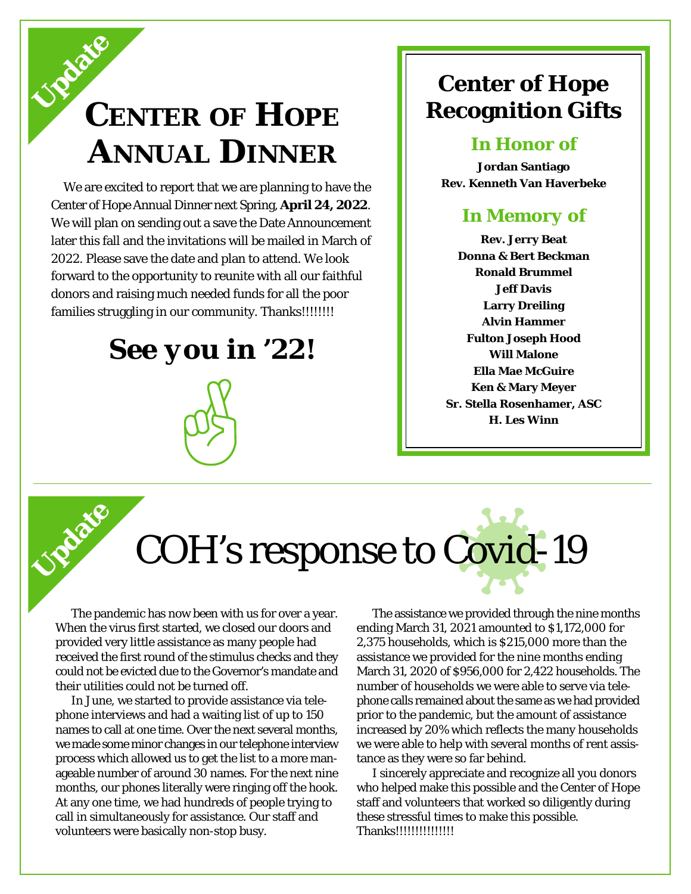Update

# Center of Hope Annual Dinner

We are excited to report that we are planning to have the Center of Hope Annual Dinner next Spring, **April 24, 2022**. We will plan on sending out a save the Date Announcement later this fall and the invitations will be mailed in March of 2022. Please save the date and plan to attend. We look forward to the opportunity to reunite with all our faithful donors and raising much needed funds for all the poor families struggling in our community. Thanks!!!!!!!!

## See you in '22!

## Center of Hope Recognition Gifts

### In Honor of

**Jordan Santiago**
**Rev. Kenneth Van Haverbeke**

### In Memory of

**Rev. Jerry Beat**
**Donna & Bert Beckman**
**Ronald Brummel**
**Jeff Davis**
**Larry Dreiling**
**Alvin Hammer**
**Fulton Joseph Hood**
**Will Malone**
**Ella Mae McGuire**
**Ken & Mary Meyer**
**Sr. Stella Rosenhamer, ASC**
**H. Les Winn**

Update

# COH's response to Covid-19

The pandemic has now been with us for over a year. When the virus first started, we closed our doors and provided very little assistance as many people had received the first round of the stimulus checks and they could not be evicted due to the Governor's mandate and their utilities could not be turned off.

In June, we started to provide assistance via telephone interviews and had a waiting list of up to 150 names to call at one time. Over the next several months, we made some minor changes in our telephone interview process which allowed us to get the list to a more manageable number of around 30 names. For the next nine months, our phones literally were ringing off the hook. At any one time, we had hundreds of people trying to call in simultaneously for assistance. Our staff and volunteers were basically non-stop busy.

The assistance we provided through the nine months ending March 31, 2021 amounted to $1,172,000 for 2,375 households, which is $215,000 more than the assistance we provided for the nine months ending March 31, 2020 of $956,000 for 2,422 households. The number of households we were able to serve via telephone calls remained about the same as we had provided prior to the pandemic, but the amount of assistance increased by 20% which reflects the many households we were able to help with several months of rent assistance as they were so far behind.

I sincerely appreciate and recognize all you donors who helped make this possible and the Center of Hope staff and volunteers that worked so diligently during these stressful times to make this possible. Thanks!!!!!!!!!!!!!!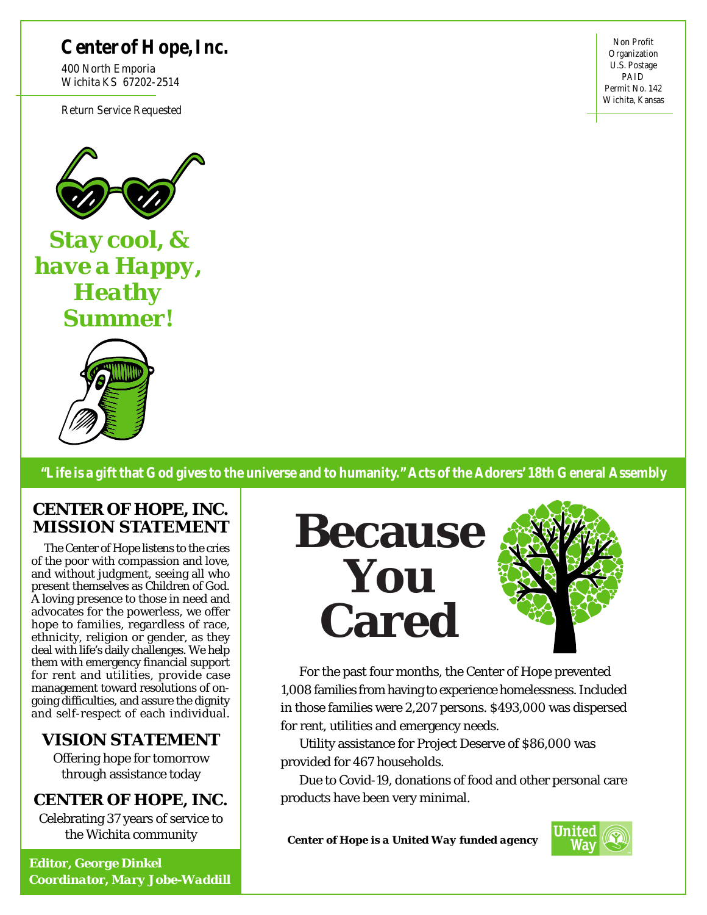**Center of Hope, Inc.**

400 North Emporia
Wichita KS 67202-2514

Return Service Requested

Non Profit
Organization
U.S. Postage
PAID
Permit No. 142
Wichita, Kansas

**Stay cool, & have a Happy, Heathy Summer!**

**"Life is a gift that God gives to the universe and to humanity." Acts of the Adorers' 18th General Assembly**

## CENTER OF HOPE, INC. MISSION STATEMENT

The Center of Hope listens to the cries of the poor with compassion and love, and without judgment, seeing all who present themselves as Children of God. A loving presence to those in need and advocates for the powerless, we offer hope to families, regardless of race, ethnicity, religion or gender, as they deal with life's daily challenges. We help them with emergency financial support for rent and utilities, provide case management toward resolutions of on-going difficulties, and assure the dignity and self-respect of each individual.

## VISION STATEMENT

Offering hope for tomorrow through assistance today

## CENTER OF HOPE, INC.

Celebrating 37 years of service to the Wichita community

**Editor, George Dinkel**
**Coordinator, Mary Jobe-Waddill**

# Because You Cared

For the past four months, the Center of Hope prevented 1,008 families from having to experience homelessness. Included in those families were 2,207 persons. $493,000 was dispersed for rent, utilities and emergency needs.

Utility assistance for Project Deserve of $86,000 was provided for 467 households.

Due to Covid-19, donations of food and other personal care products have been very minimal.

***Center of Hope is a United Way funded agency***

United Way